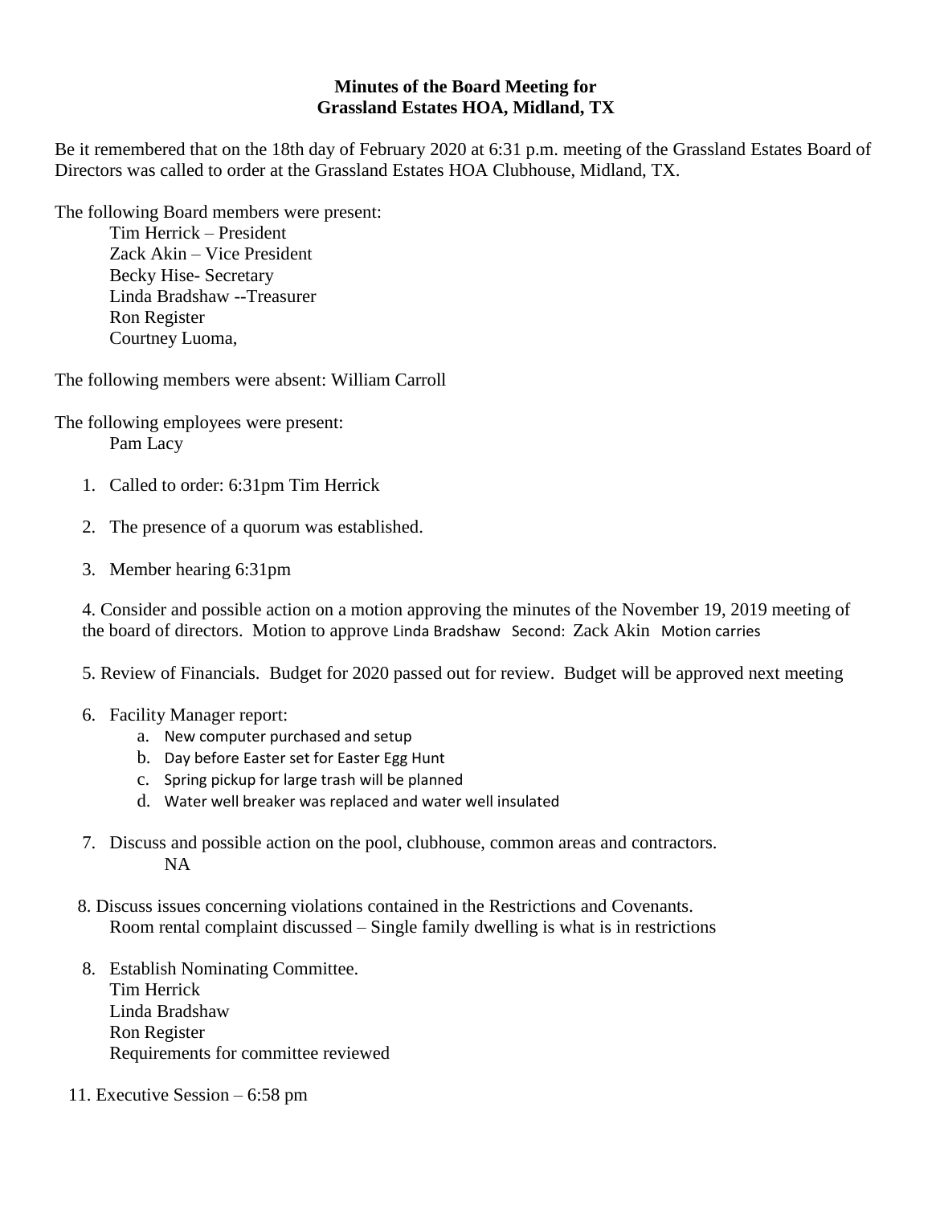**Minutes of the Board Meeting for**
**Grassland Estates HOA, Midland, TX**

Be it remembered that on the 18th day of February 2020 at 6:31 p.m. meeting of the Grassland Estates Board of Directors was called to order at the Grassland Estates HOA Clubhouse, Midland, TX.

The following Board members were present:

Tim Herrick – President
Zack Akin – Vice President
Becky Hise- Secretary
Linda Bradshaw --Treasurer
Ron Register
Courtney Luoma,

The following members were absent: William Carroll

The following employees were present:

Pam Lacy

1. Called to order: 6:31pm Tim Herrick

2. The presence of a quorum was established.

3. Member hearing 6:31pm

4. Consider and possible action on a motion approving the minutes of the November 19, 2019 meeting of the board of directors. Motion to approve Linda Bradshaw Second: Zack Akin Motion carries

5. Review of Financials. Budget for 2020 passed out for review. Budget will be approved next meeting

6. Facility Manager report:
   a. New computer purchased and setup
   b. Day before Easter set for Easter Egg Hunt
   c. Spring pickup for large trash will be planned
   d. Water well breaker was replaced and water well insulated

7. Discuss and possible action on the pool, clubhouse, common areas and contractors.
   NA

8. Discuss issues concerning violations contained in the Restrictions and Covenants.
   Room rental complaint discussed – Single family dwelling is what is in restrictions

8. Establish Nominating Committee.
   Tim Herrick
   Linda Bradshaw
   Ron Register
   Requirements for committee reviewed

11. Executive Session – 6:58 pm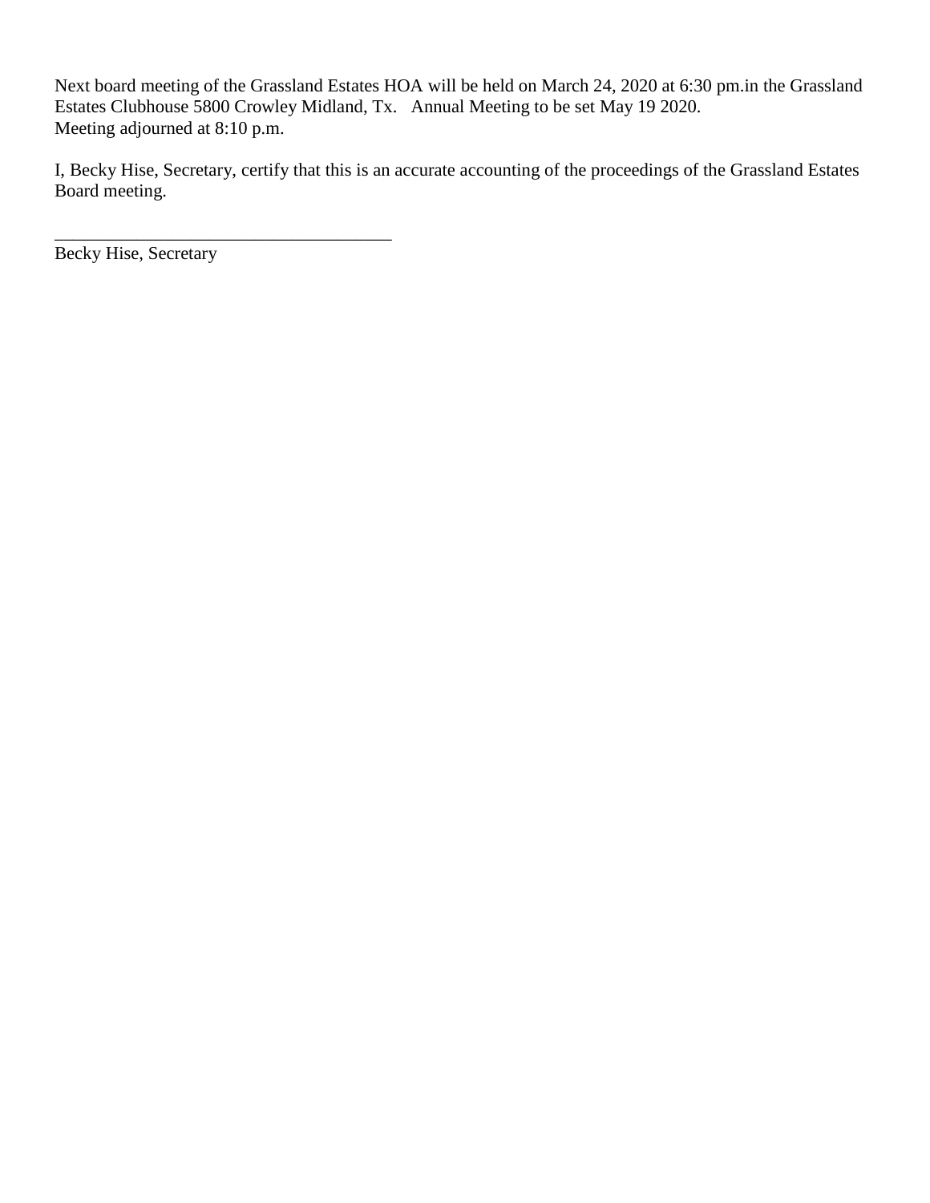Next board meeting of the Grassland Estates HOA will be held on March 24, 2020 at 6:30 pm.in the Grassland Estates Clubhouse 5800 Crowley Midland, Tx.   Annual Meeting to be set May 19 2020.
Meeting adjourned at 8:10 p.m.

I, Becky Hise, Secretary, certify that this is an accurate accounting of the proceedings of the Grassland Estates Board meeting.

_______________________________________
Becky Hise, Secretary